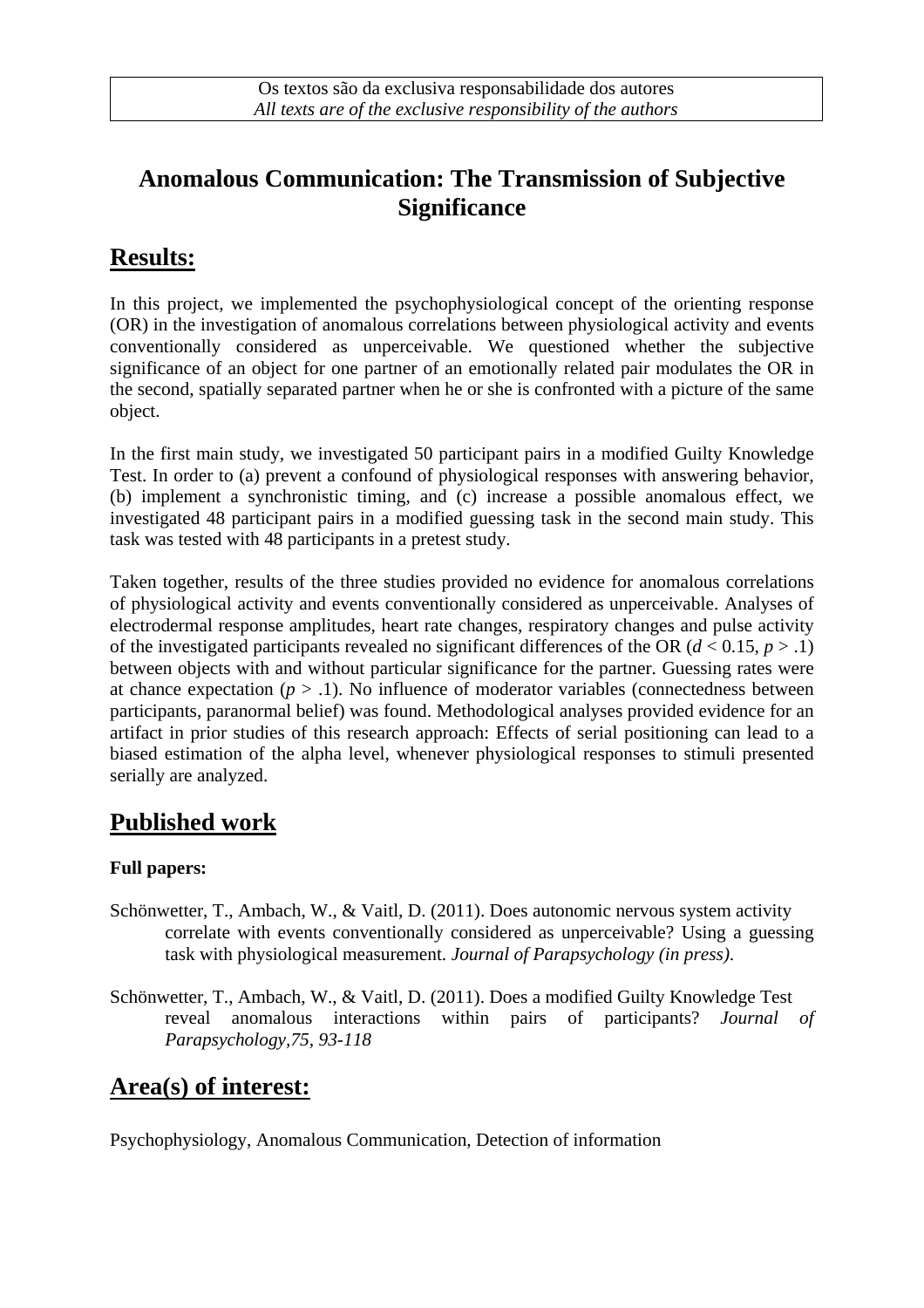Os textos são da exclusiva responsabilidade dos autores
*All texts are of the exclusive responsibility of the authors*

# Anomalous Communication: The Transmission of Subjective Significance

## Results:

In this project, we implemented the psychophysiological concept of the orienting response (OR) in the investigation of anomalous correlations between physiological activity and events conventionally considered as unperceivable. We questioned whether the subjective significance of an object for one partner of an emotionally related pair modulates the OR in the second, spatially separated partner when he or she is confronted with a picture of the same object.

In the first main study, we investigated 50 participant pairs in a modified Guilty Knowledge Test. In order to (a) prevent a confound of physiological responses with answering behavior, (b) implement a synchronistic timing, and (c) increase a possible anomalous effect, we investigated 48 participant pairs in a modified guessing task in the second main study. This task was tested with 48 participants in a pretest study.

Taken together, results of the three studies provided no evidence for anomalous correlations of physiological activity and events conventionally considered as unperceivable. Analyses of electrodermal response amplitudes, heart rate changes, respiratory changes and pulse activity of the investigated participants revealed no significant differences of the OR ($d < 0.15$, $p > .1$) between objects with and without particular significance for the partner. Guessing rates were at chance expectation ($p > .1$). No influence of moderator variables (connectedness between participants, paranormal belief) was found. Methodological analyses provided evidence for an artifact in prior studies of this research approach: Effects of serial positioning can lead to a biased estimation of the alpha level, whenever physiological responses to stimuli presented serially are analyzed.

## Published work

**Full papers:**

Schönwetter, T., Ambach, W., & Vaitl, D. (2011). Does autonomic nervous system activity correlate with events conventionally considered as unperceivable? Using a guessing task with physiological measurement. *Journal of Parapsychology (in press).*

Schönwetter, T., Ambach, W., & Vaitl, D. (2011). Does a modified Guilty Knowledge Test reveal anomalous interactions within pairs of participants? *Journal of Parapsychology,75, 93-118*

## Area(s) of interest:

Psychophysiology, Anomalous Communication, Detection of information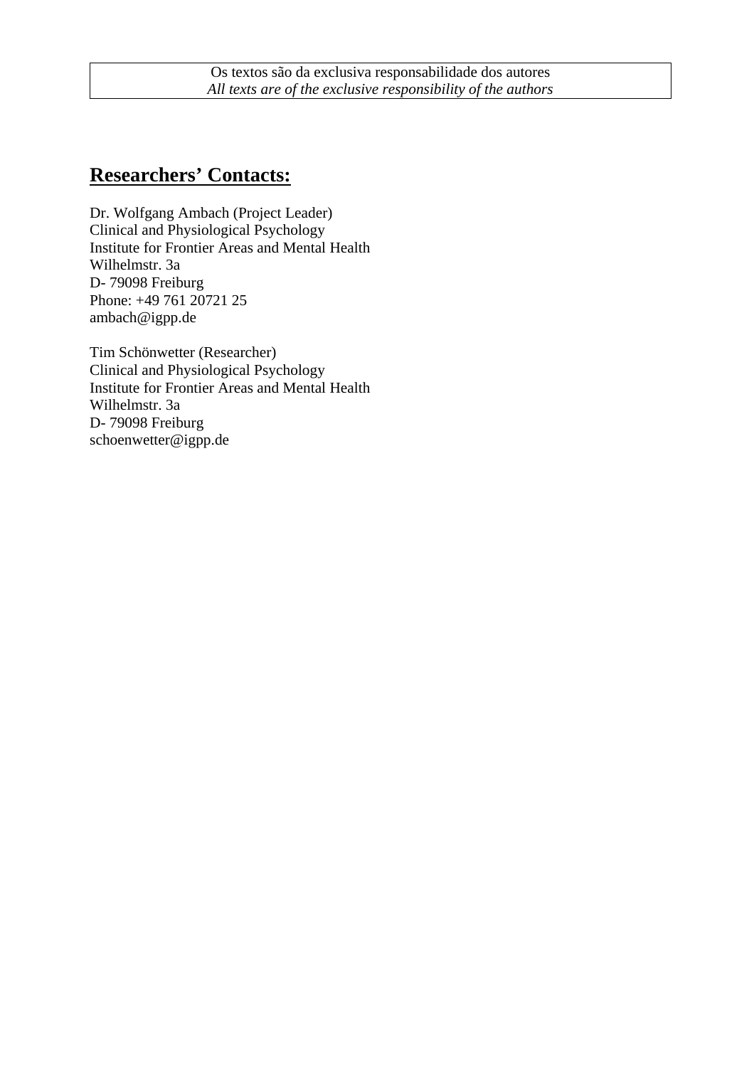Os textos são da exclusiva responsabilidade dos autores
*All texts are of the exclusive responsibility of the authors*

## Researchers' Contacts:

Dr. Wolfgang Ambach (Project Leader)
Clinical and Physiological Psychology
Institute for Frontier Areas and Mental Health
Wilhelmstr. 3a
D- 79098 Freiburg
Phone: +49 761 20721 25
ambach@igpp.de

Tim Schönwetter (Researcher)
Clinical and Physiological Psychology
Institute for Frontier Areas and Mental Health
Wilhelmstr. 3a
D- 79098 Freiburg
schoenwetter@igpp.de